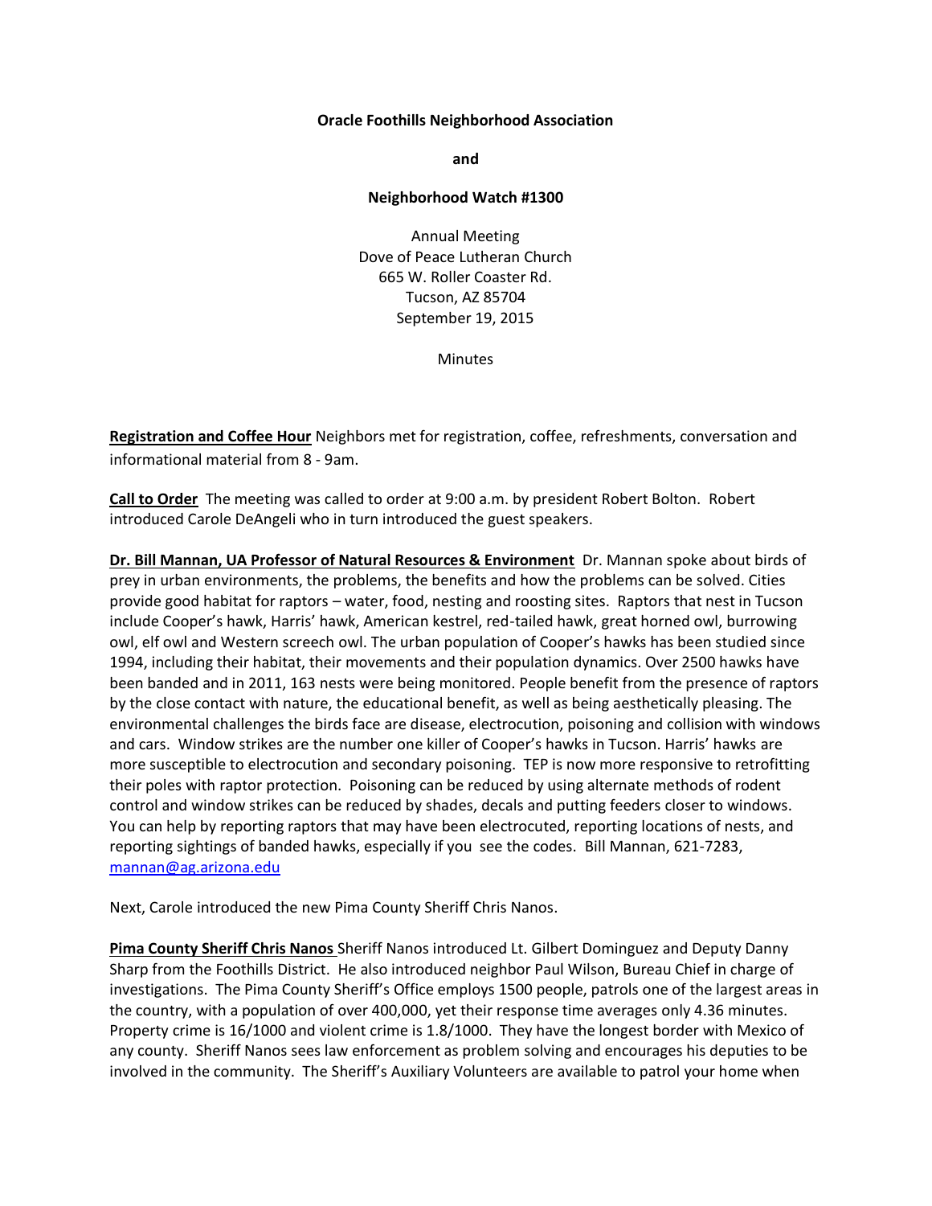**Oracle Foothills Neighborhood Association**

**and**

**Neighborhood Watch #1300**

Annual Meeting  
Dove of Peace Lutheran Church  
665 W. Roller Coaster Rd.  
Tucson, AZ 85704  
September 19, 2015

Minutes

**Registration and Coffee Hour** Neighbors met for registration, coffee, refreshments, conversation and informational material from 8 - 9am.

**Call to Order** The meeting was called to order at 9:00 a.m. by president Robert Bolton. Robert introduced Carole DeAngeli who in turn introduced the guest speakers.

**Dr. Bill Mannan, UA Professor of Natural Resources & Environment** Dr. Mannan spoke about birds of prey in urban environments, the problems, the benefits and how the problems can be solved. Cities provide good habitat for raptors – water, food, nesting and roosting sites. Raptors that nest in Tucson include Cooper's hawk, Harris' hawk, American kestrel, red-tailed hawk, great horned owl, burrowing owl, elf owl and Western screech owl. The urban population of Cooper's hawks has been studied since 1994, including their habitat, their movements and their population dynamics. Over 2500 hawks have been banded and in 2011, 163 nests were being monitored. People benefit from the presence of raptors by the close contact with nature, the educational benefit, as well as being aesthetically pleasing. The environmental challenges the birds face are disease, electrocution, poisoning and collision with windows and cars. Window strikes are the number one killer of Cooper's hawks in Tucson. Harris' hawks are more susceptible to electrocution and secondary poisoning. TEP is now more responsive to retrofitting their poles with raptor protection. Poisoning can be reduced by using alternate methods of rodent control and window strikes can be reduced by shades, decals and putting feeders closer to windows. You can help by reporting raptors that may have been electrocuted, reporting locations of nests, and reporting sightings of banded hawks, especially if you see the codes. Bill Mannan, 621-7283, mannan@ag.arizona.edu

Next, Carole introduced the new Pima County Sheriff Chris Nanos.

**Pima County Sheriff Chris Nanos** Sheriff Nanos introduced Lt. Gilbert Dominguez and Deputy Danny Sharp from the Foothills District. He also introduced neighbor Paul Wilson, Bureau Chief in charge of investigations. The Pima County Sheriff's Office employs 1500 people, patrols one of the largest areas in the country, with a population of over 400,000, yet their response time averages only 4.36 minutes. Property crime is 16/1000 and violent crime is 1.8/1000. They have the longest border with Mexico of any county. Sheriff Nanos sees law enforcement as problem solving and encourages his deputies to be involved in the community. The Sheriff's Auxiliary Volunteers are available to patrol your home when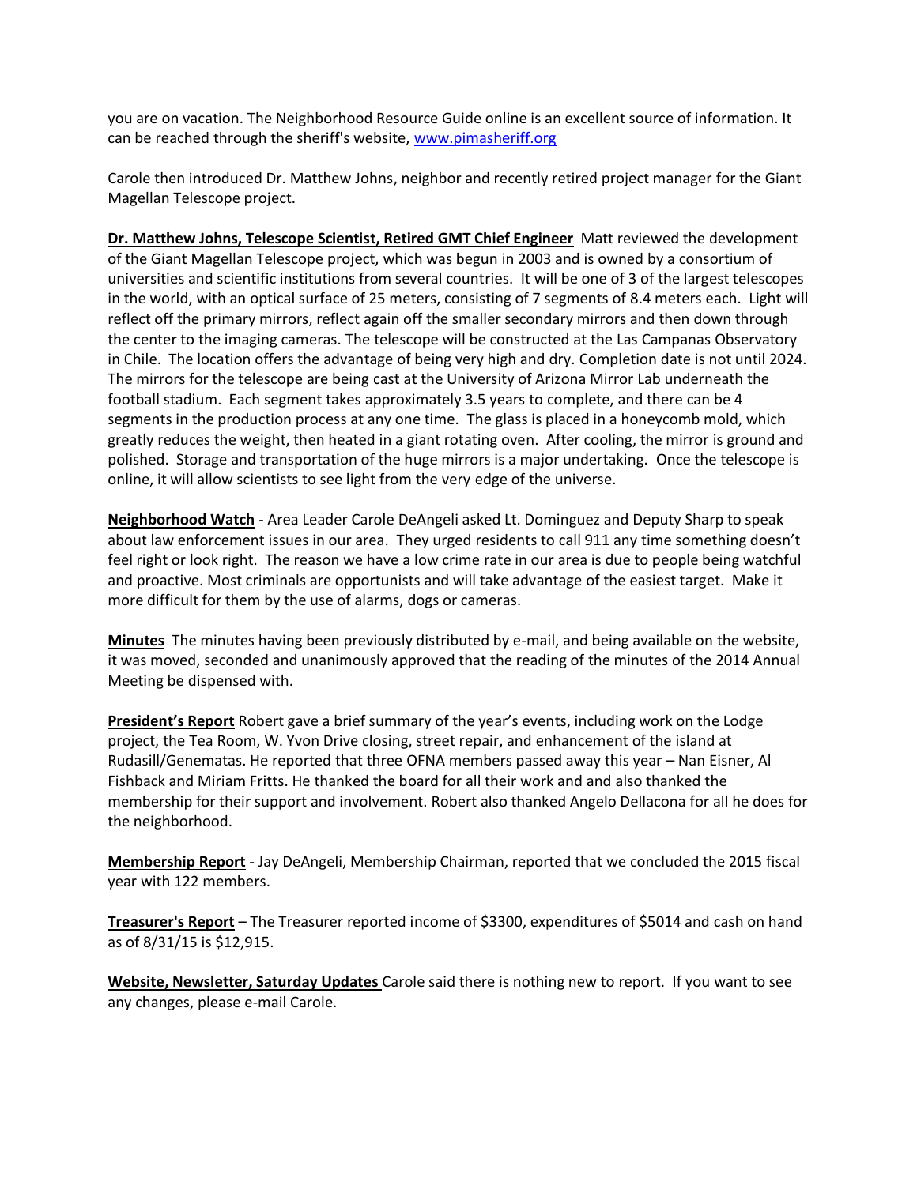you are on vacation. The Neighborhood Resource Guide online is an excellent source of information. It can be reached through the sheriff's website, www.pimasheriff.org

Carole then introduced Dr. Matthew Johns, neighbor and recently retired project manager for the Giant Magellan Telescope project.

**Dr. Matthew Johns, Telescope Scientist, Retired GMT Chief Engineer** Matt reviewed the development of the Giant Magellan Telescope project, which was begun in 2003 and is owned by a consortium of universities and scientific institutions from several countries. It will be one of 3 of the largest telescopes in the world, with an optical surface of 25 meters, consisting of 7 segments of 8.4 meters each. Light will reflect off the primary mirrors, reflect again off the smaller secondary mirrors and then down through the center to the imaging cameras. The telescope will be constructed at the Las Campanas Observatory in Chile. The location offers the advantage of being very high and dry. Completion date is not until 2024. The mirrors for the telescope are being cast at the University of Arizona Mirror Lab underneath the football stadium. Each segment takes approximately 3.5 years to complete, and there can be 4 segments in the production process at any one time. The glass is placed in a honeycomb mold, which greatly reduces the weight, then heated in a giant rotating oven. After cooling, the mirror is ground and polished. Storage and transportation of the huge mirrors is a major undertaking. Once the telescope is online, it will allow scientists to see light from the very edge of the universe.

**Neighborhood Watch** - Area Leader Carole DeAngeli asked Lt. Dominguez and Deputy Sharp to speak about law enforcement issues in our area. They urged residents to call 911 any time something doesn't feel right or look right. The reason we have a low crime rate in our area is due to people being watchful and proactive. Most criminals are opportunists and will take advantage of the easiest target. Make it more difficult for them by the use of alarms, dogs or cameras.

**Minutes** The minutes having been previously distributed by e-mail, and being available on the website, it was moved, seconded and unanimously approved that the reading of the minutes of the 2014 Annual Meeting be dispensed with.

**President's Report** Robert gave a brief summary of the year's events, including work on the Lodge project, the Tea Room, W. Yvon Drive closing, street repair, and enhancement of the island at Rudasill/Genematas. He reported that three OFNA members passed away this year – Nan Eisner, Al Fishback and Miriam Fritts. He thanked the board for all their work and and also thanked the membership for their support and involvement. Robert also thanked Angelo Dellacona for all he does for the neighborhood.

**Membership Report** - Jay DeAngeli, Membership Chairman, reported that we concluded the 2015 fiscal year with 122 members.

**Treasurer's Report** – The Treasurer reported income of $3300, expenditures of $5014 and cash on hand as of 8/31/15 is $12,915.

**Website, Newsletter, Saturday Updates** Carole said there is nothing new to report. If you want to see any changes, please e-mail Carole.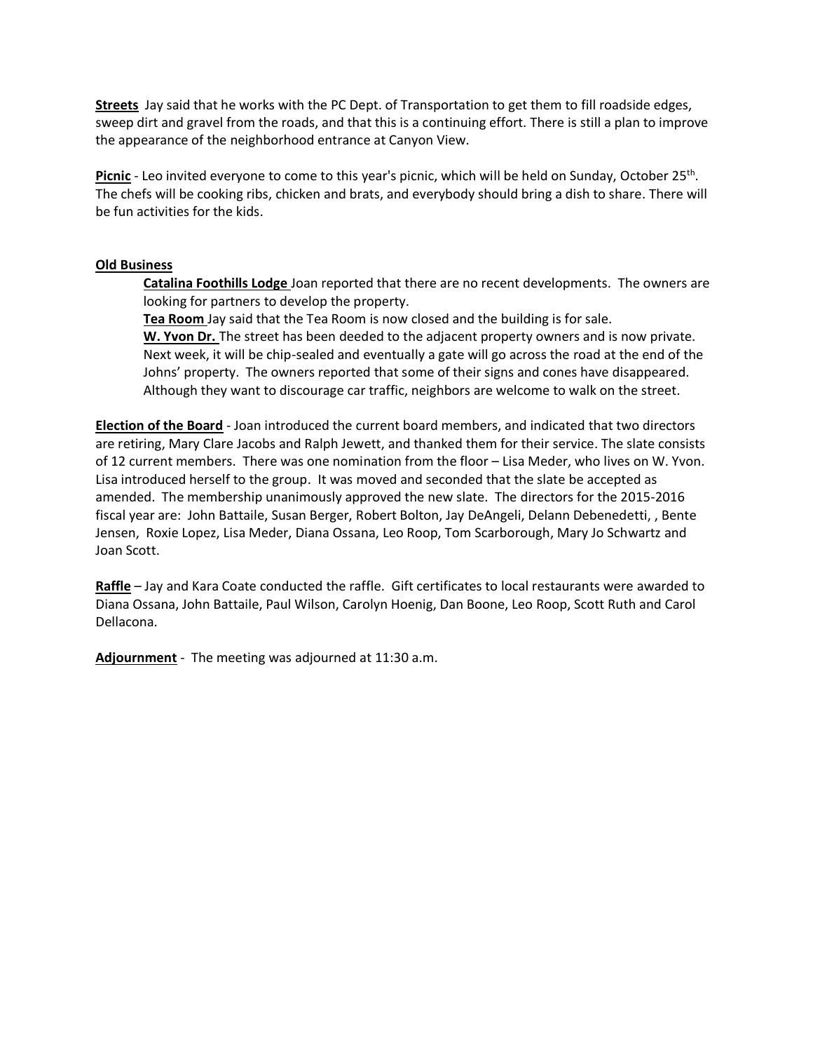**Streets** Jay said that he works with the PC Dept. of Transportation to get them to fill roadside edges, sweep dirt and gravel from the roads, and that this is a continuing effort. There is still a plan to improve the appearance of the neighborhood entrance at Canyon View.

**Picnic** - Leo invited everyone to come to this year's picnic, which will be held on Sunday, October 25th. The chefs will be cooking ribs, chicken and brats, and everybody should bring a dish to share. There will be fun activities for the kids.

**Old Business**

**Catalina Foothills Lodge** Joan reported that there are no recent developments. The owners are looking for partners to develop the property.

**Tea Room** Jay said that the Tea Room is now closed and the building is for sale.

**W. Yvon Dr.** The street has been deeded to the adjacent property owners and is now private. Next week, it will be chip-sealed and eventually a gate will go across the road at the end of the Johns' property. The owners reported that some of their signs and cones have disappeared. Although they want to discourage car traffic, neighbors are welcome to walk on the street.

**Election of the Board** - Joan introduced the current board members, and indicated that two directors are retiring, Mary Clare Jacobs and Ralph Jewett, and thanked them for their service. The slate consists of 12 current members. There was one nomination from the floor – Lisa Meder, who lives on W. Yvon. Lisa introduced herself to the group. It was moved and seconded that the slate be accepted as amended. The membership unanimously approved the new slate. The directors for the 2015-2016 fiscal year are: John Battaile, Susan Berger, Robert Bolton, Jay DeAngeli, Delann Debenedetti, , Bente Jensen, Roxie Lopez, Lisa Meder, Diana Ossana, Leo Roop, Tom Scarborough, Mary Jo Schwartz and Joan Scott.

**Raffle** – Jay and Kara Coate conducted the raffle. Gift certificates to local restaurants were awarded to Diana Ossana, John Battaile, Paul Wilson, Carolyn Hoenig, Dan Boone, Leo Roop, Scott Ruth and Carol Dellacona.

**Adjournment** - The meeting was adjourned at 11:30 a.m.